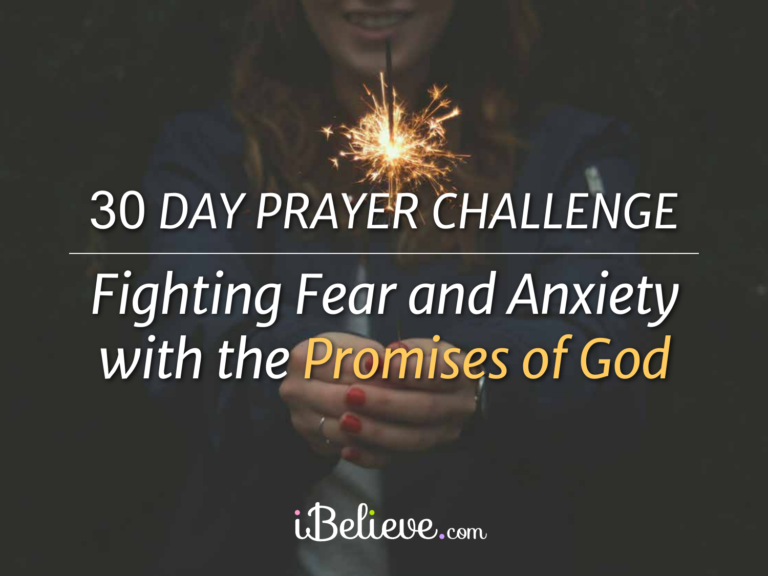# 30 DAY PRAYER CHALLENGE

## *Fighting Fear and Anxiety with the Promises of God*

iBelieve.com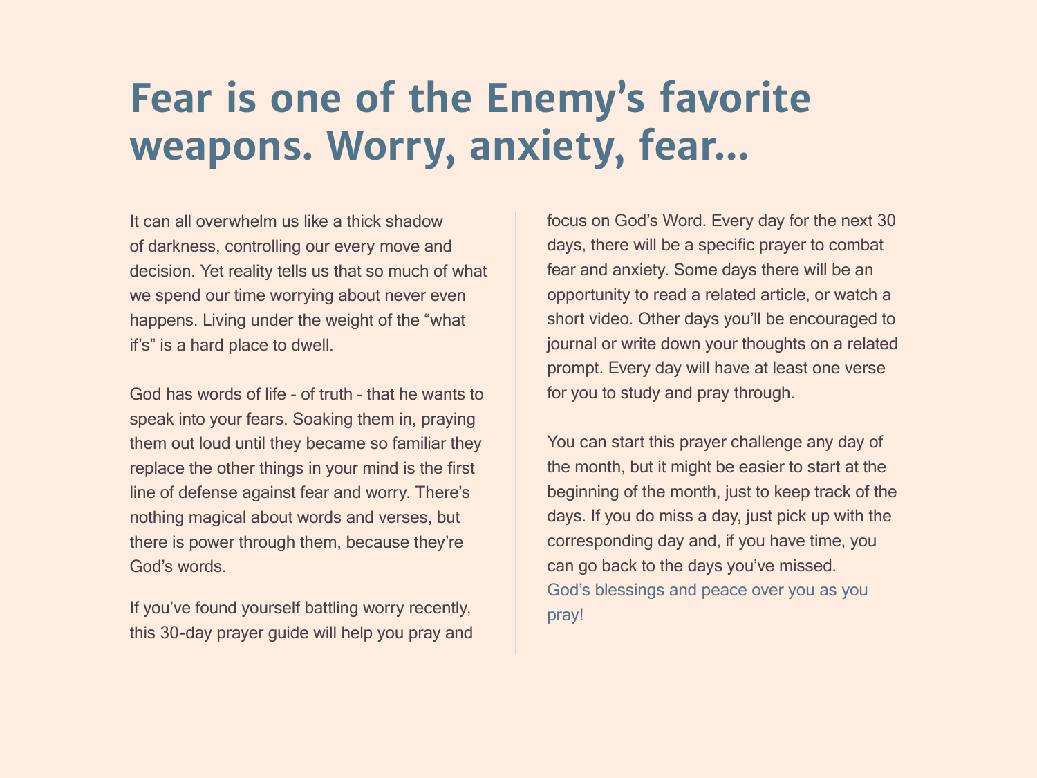# Fear is one of the Enemy's favorite weapons. Worry, anxiety, fear...

It can all overwhelm us like a thick shadow of darkness, controlling our every move and decision. Yet reality tells us that so much of what we spend our time worrying about never even happens. Living under the weight of the "what if's" is a hard place to dwell.

God has words of life - of truth – that he wants to speak into your fears. Soaking them in, praying them out loud until they became so familiar they replace the other things in your mind is the first line of defense against fear and worry. There's nothing magical about words and verses, but there is power through them, because they're God's words.

If you've found yourself battling worry recently, this 30-day prayer guide will help you pray and focus on God's Word. Every day for the next 30 days, there will be a specific prayer to combat fear and anxiety. Some days there will be an opportunity to read a related article, or watch a short video. Other days you'll be encouraged to journal or write down your thoughts on a related prompt. Every day will have at least one verse for you to study and pray through.

You can start this prayer challenge any day of the month, but it might be easier to start at the beginning of the month, just to keep track of the days. If you do miss a day, just pick up with the corresponding day and, if you have time, you can go back to the days you've missed.

God's blessings and peace over you as you pray!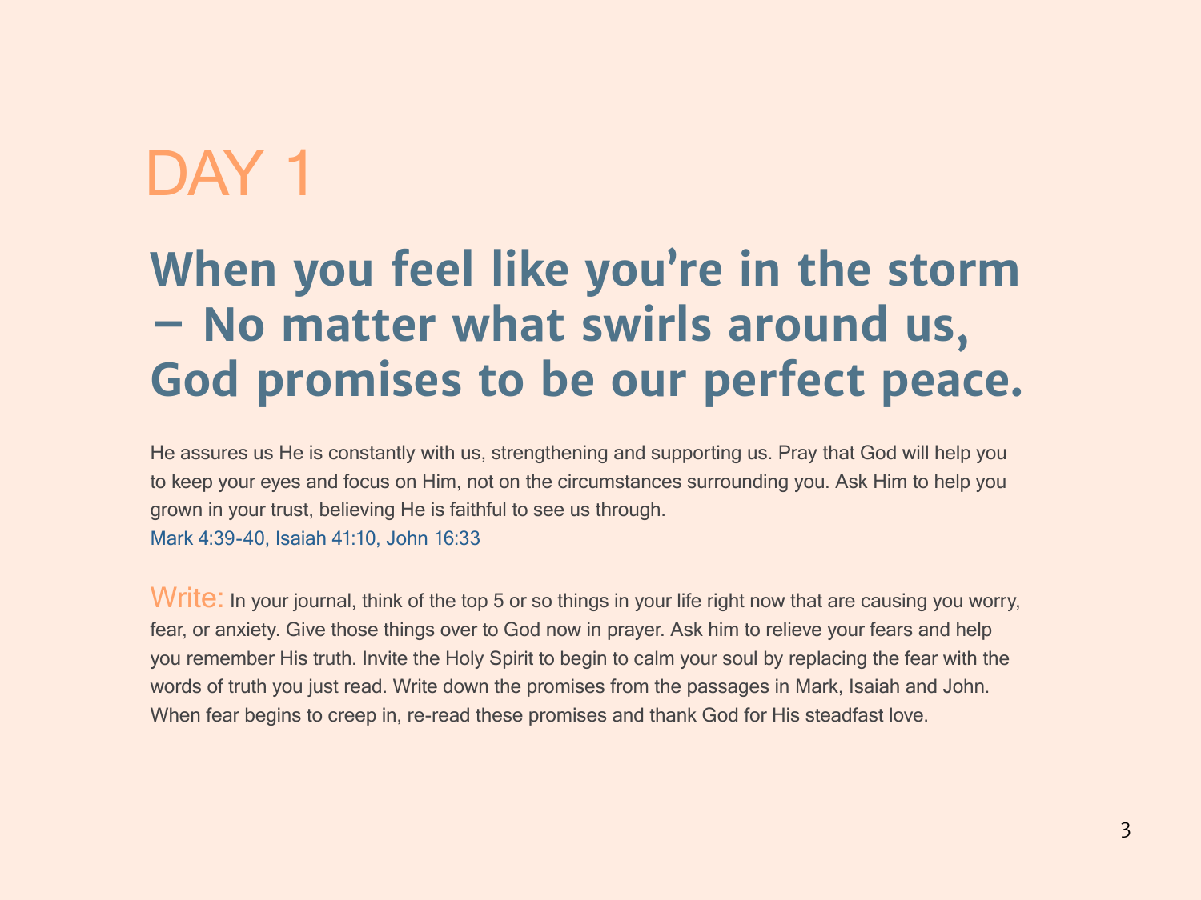# DAY 1

## When you feel like you’re in the storm – No matter what swirls around us, God promises to be our perfect peace.

He assures us He is constantly with us, strengthening and supporting us. Pray that God will help you to keep your eyes and focus on Him, not on the circumstances surrounding you. Ask Him to help you grown in your trust, believing He is faithful to see us through.
Mark 4:39-40, Isaiah 41:10, John 16:33

Write: In your journal, think of the top 5 or so things in your life right now that are causing you worry, fear, or anxiety. Give those things over to God now in prayer. Ask him to relieve your fears and help you remember His truth. Invite the Holy Spirit to begin to calm your soul by replacing the fear with the words of truth you just read. Write down the promises from the passages in Mark, Isaiah and John. When fear begins to creep in, re-read these promises and thank God for His steadfast love.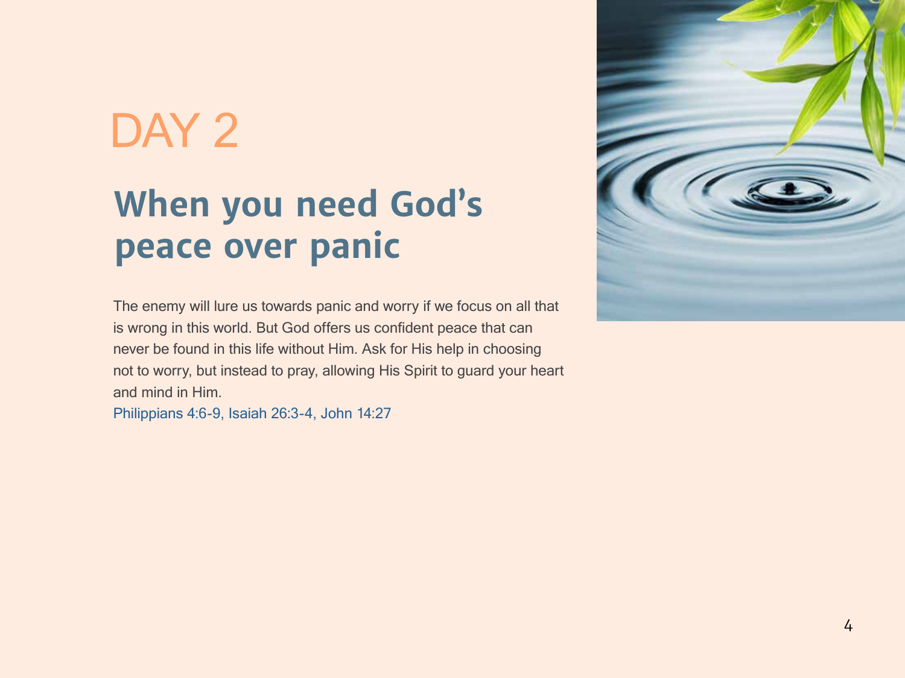# DAY 2

## When you need God's peace over panic

The enemy will lure us towards panic and worry if we focus on all that is wrong in this world. But God offers us confident peace that can never be found in this life without Him. Ask for His help in choosing not to worry, but instead to pray, allowing His Spirit to guard your heart and mind in Him.

Philippians 4:6-9, Isaiah 26:3-4, John 14:27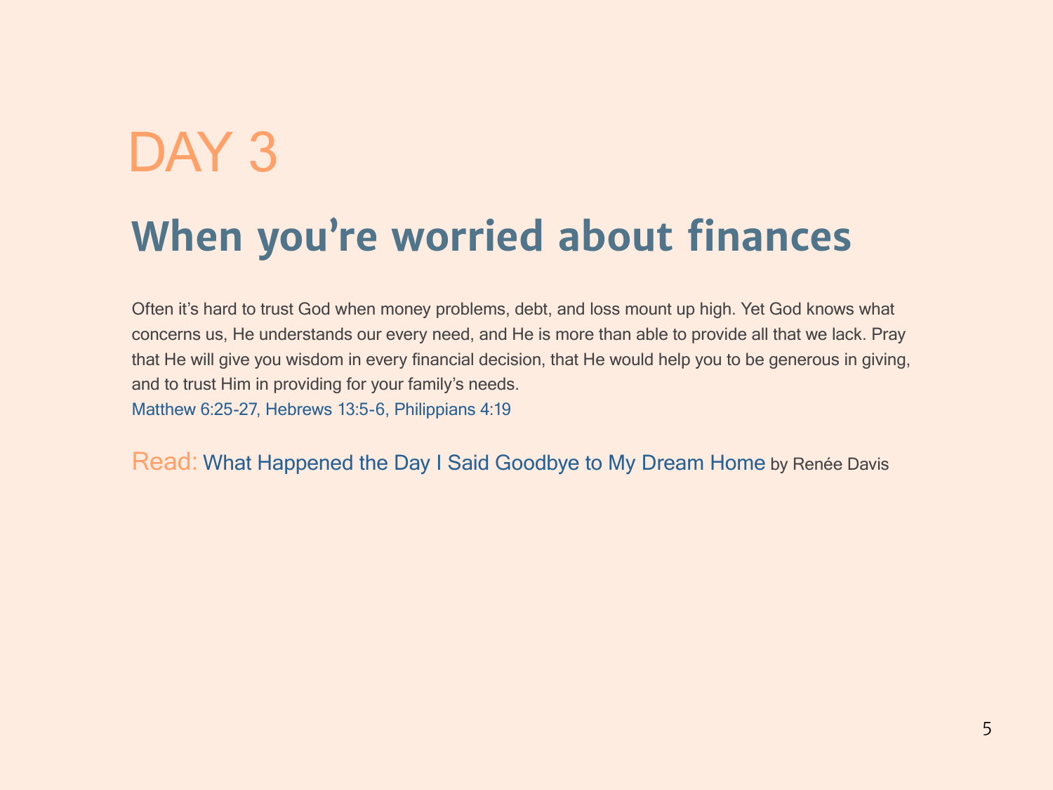# DAY 3

## When you’re worried about finances

Often it’s hard to trust God when money problems, debt, and loss mount up high. Yet God knows what concerns us, He understands our every need, and He is more than able to provide all that we lack. Pray that He will give you wisdom in every financial decision, that He would help you to be generous in giving, and to trust Him in providing for your family’s needs.
Matthew 6:25-27, Hebrews 13:5-6, Philippians 4:19

Read: What Happened the Day I Said Goodbye to My Dream Home by Renée Davis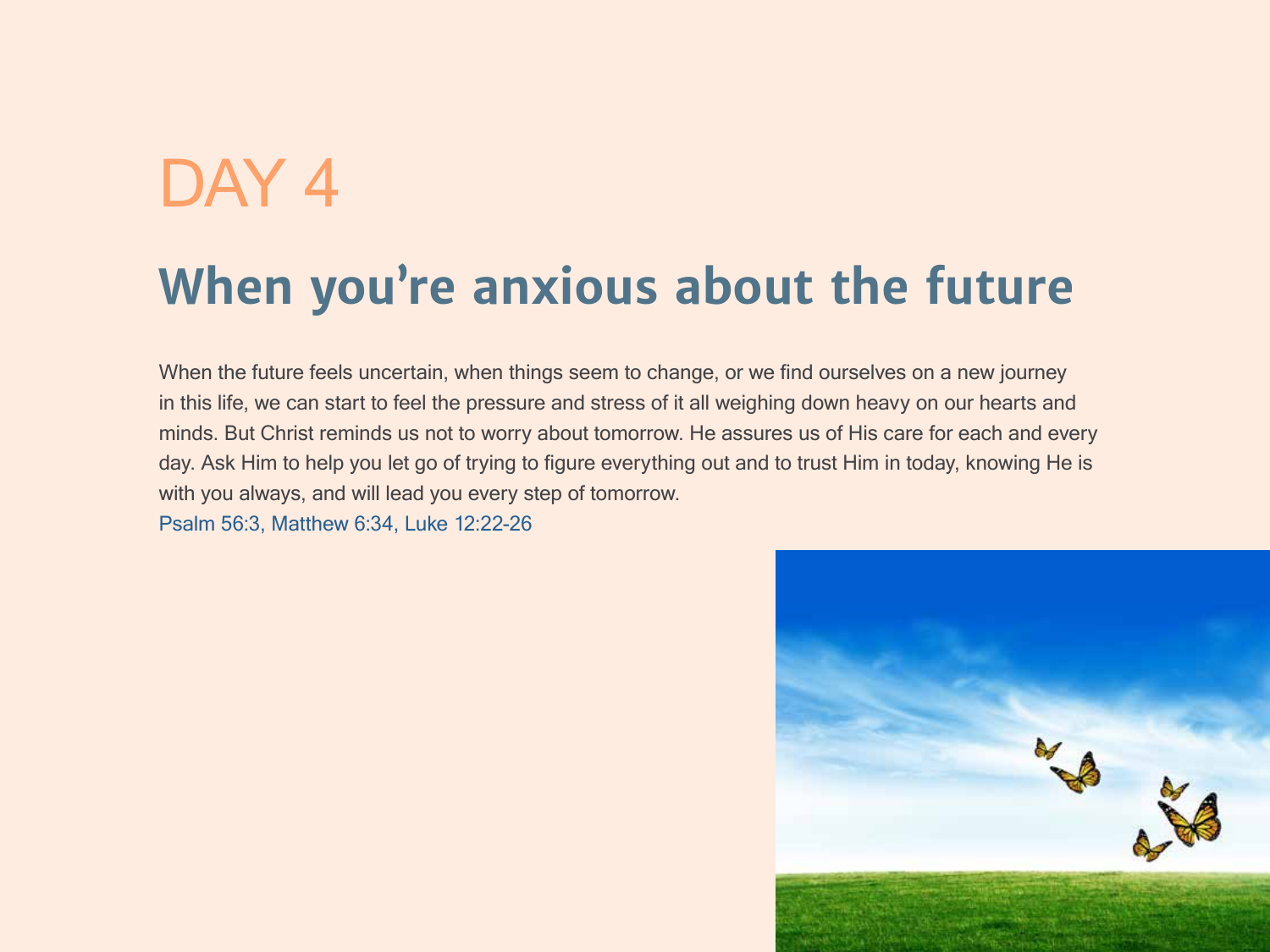# DAY 4

## When you're anxious about the future

When the future feels uncertain, when things seem to change, or we find ourselves on a new journey in this life, we can start to feel the pressure and stress of it all weighing down heavy on our hearts and minds. But Christ reminds us not to worry about tomorrow. He assures us of His care for each and every day. Ask Him to help you let go of trying to figure everything out and to trust Him in today, knowing He is with you always, and will lead you every step of tomorrow.

Psalm 56:3, Matthew 6:34, Luke 12:22-26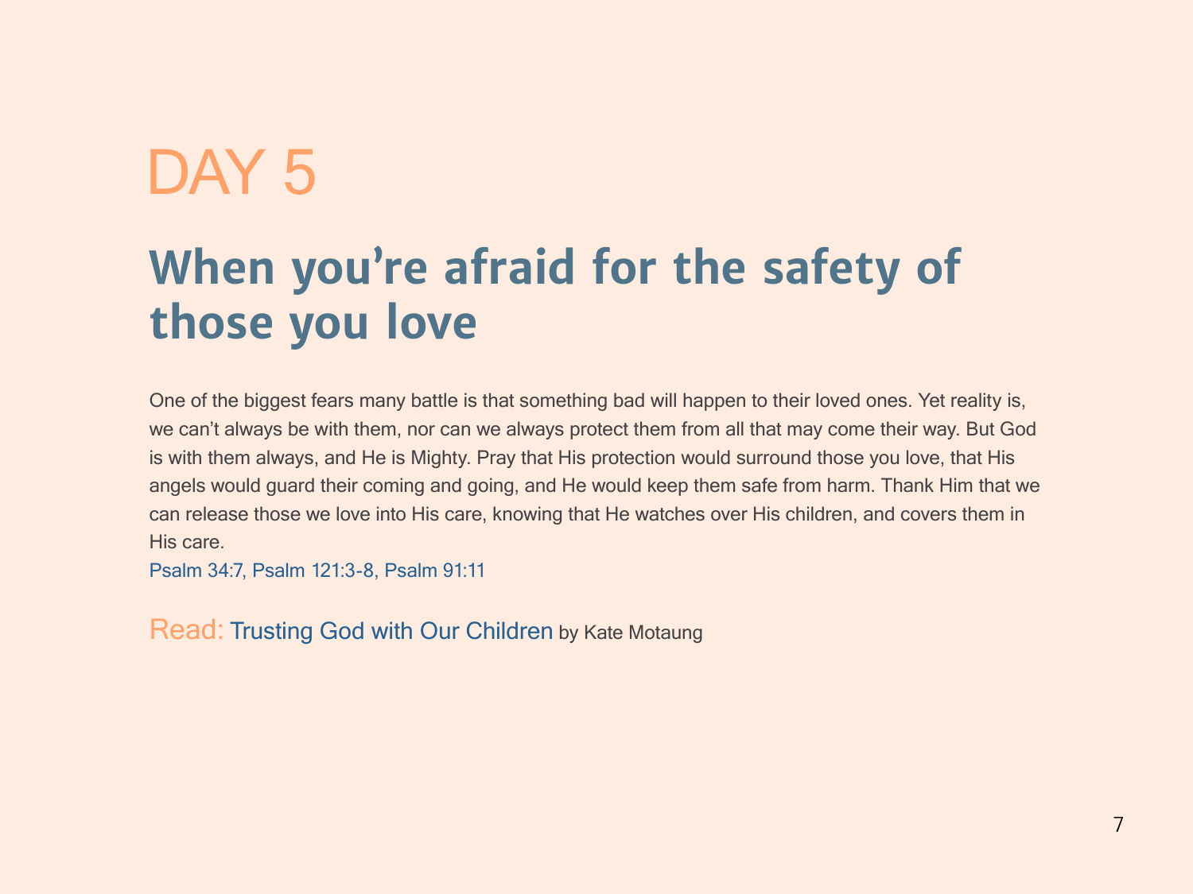# DAY 5

## When you're afraid for the safety of those you love

One of the biggest fears many battle is that something bad will happen to their loved ones. Yet reality is, we can't always be with them, nor can we always protect them from all that may come their way. But God is with them always, and He is Mighty. Pray that His protection would surround those you love, that His angels would guard their coming and going, and He would keep them safe from harm. Thank Him that we can release those we love into His care, knowing that He watches over His children, and covers them in His care.

Psalm 34:7, Psalm 121:3-8, Psalm 91:11

Read: Trusting God with Our Children by Kate Motaung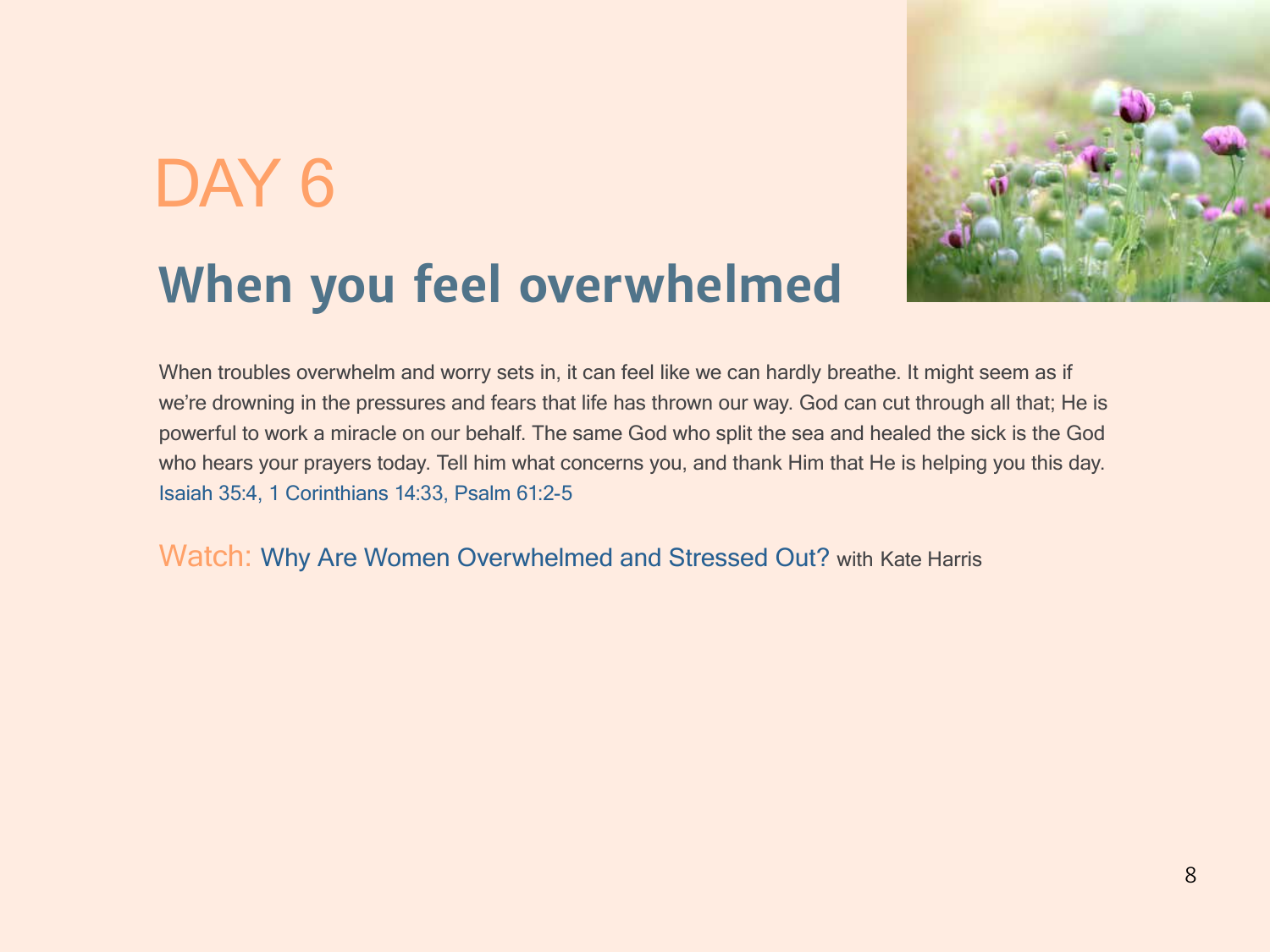# DAY 6

## When you feel overwhelmed

When troubles overwhelm and worry sets in, it can feel like we can hardly breathe. It might seem as if we're drowning in the pressures and fears that life has thrown our way. God can cut through all that; He is powerful to work a miracle on our behalf. The same God who split the sea and healed the sick is the God who hears your prayers today. Tell him what concerns you, and thank Him that He is helping you this day.
Isaiah 35:4, 1 Corinthians 14:33, Psalm 61:2-5

Watch: Why Are Women Overwhelmed and Stressed Out? with Kate Harris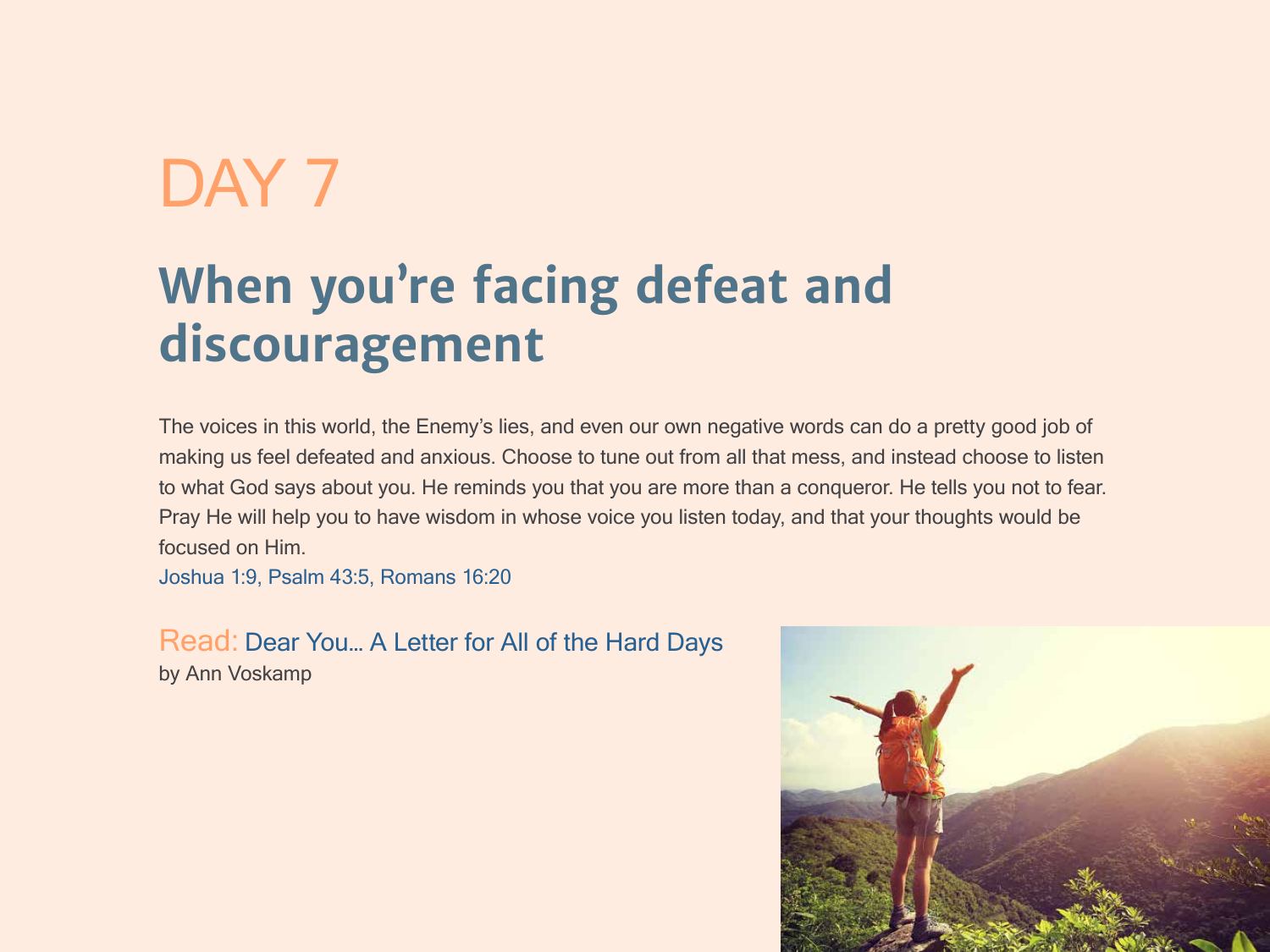# DAY 7

## When you're facing defeat and discouragement

The voices in this world, the Enemy's lies, and even our own negative words can do a pretty good job of making us feel defeated and anxious. Choose to tune out from all that mess, and instead choose to listen to what God says about you. He reminds you that you are more than a conqueror. He tells you not to fear. Pray He will help you to have wisdom in whose voice you listen today, and that your thoughts would be focused on Him.

Joshua 1:9, Psalm 43:5, Romans 16:20

Read: Dear You… A Letter for All of the Hard Days
by Ann Voskamp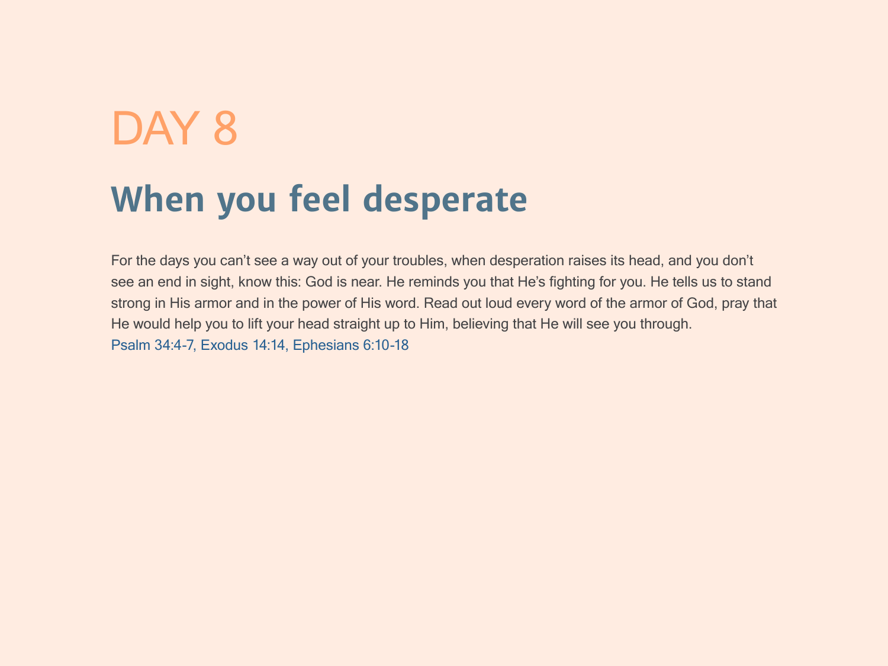# DAY 8

## When you feel desperate

For the days you can't see a way out of your troubles, when desperation raises its head, and you don't see an end in sight, know this: God is near. He reminds you that He's fighting for you. He tells us to stand strong in His armor and in the power of His word. Read out loud every word of the armor of God, pray that He would help you to lift your head straight up to Him, believing that He will see you through.

Psalm 34:4-7, Exodus 14:14, Ephesians 6:10-18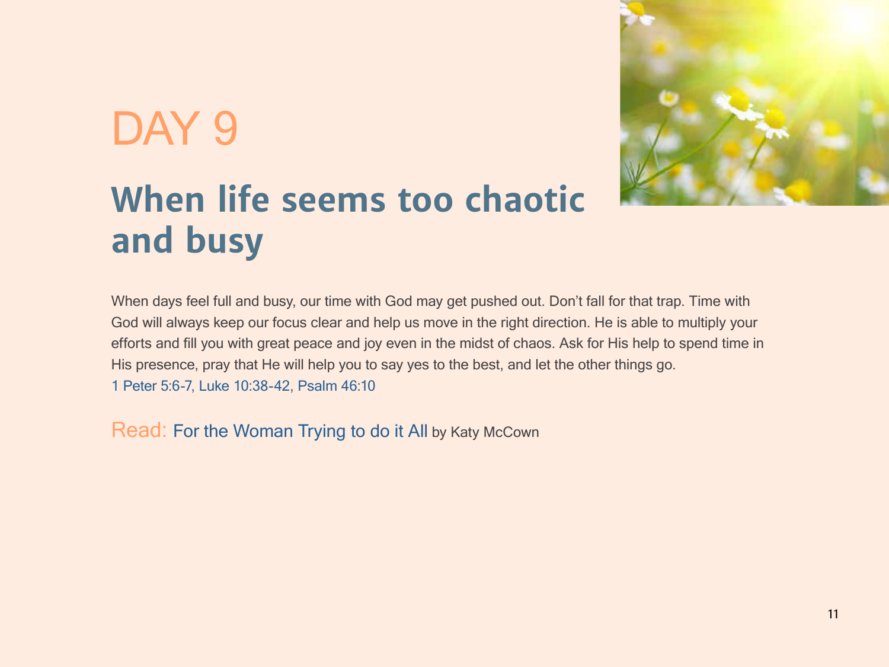# DAY 9

## When life seems too chaotic and busy

When days feel full and busy, our time with God may get pushed out. Don't fall for that trap. Time with God will always keep our focus clear and help us move in the right direction. He is able to multiply your efforts and fill you with great peace and joy even in the midst of chaos. Ask for His help to spend time in His presence, pray that He will help you to say yes to the best, and let the other things go.
1 Peter 5:6-7, Luke 10:38-42, Psalm 46:10

Read: For the Woman Trying to do it All by Katy McCown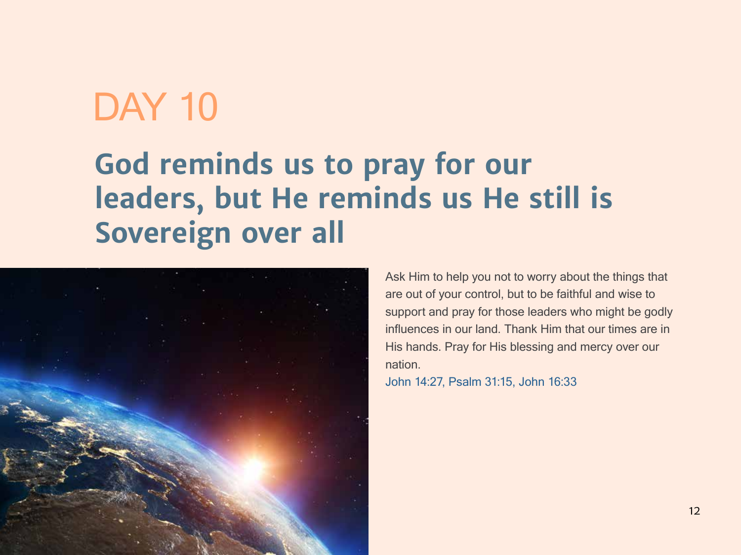# DAY 10

## God reminds us to pray for our leaders, but He reminds us He still is Sovereign over all

Ask Him to help you not to worry about the things that are out of your control, but to be faithful and wise to support and pray for those leaders who might be godly influences in our land. Thank Him that our times are in His hands. Pray for His blessing and mercy over our nation.

John 14:27, Psalm 31:15, John 16:33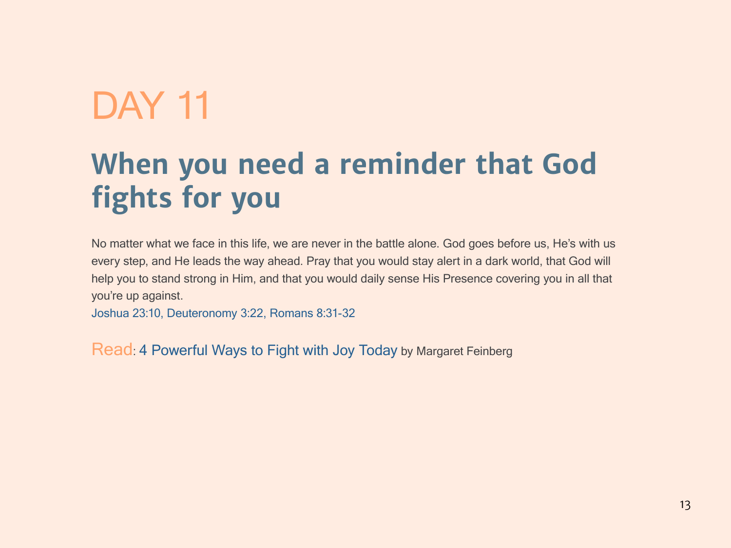# DAY 11

## When you need a reminder that God fights for you

No matter what we face in this life, we are never in the battle alone. God goes before us, He's with us every step, and He leads the way ahead. Pray that you would stay alert in a dark world, that God will help you to stand strong in Him, and that you would daily sense His Presence covering you in all that you're up against.

Joshua 23:10, Deuteronomy 3:22, Romans 8:31-32

Read: 4 Powerful Ways to Fight with Joy Today by Margaret Feinberg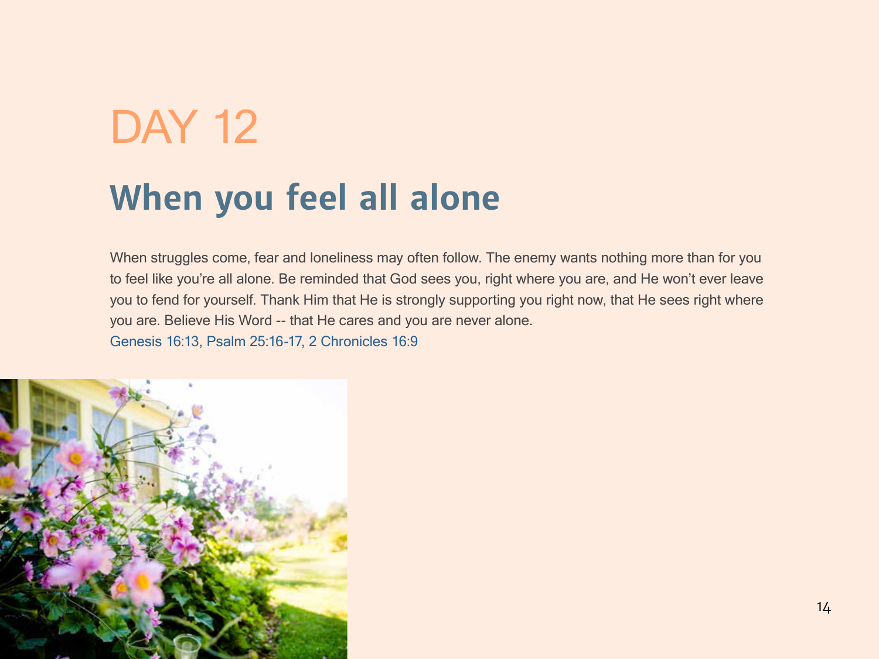# DAY 12

## When you feel all alone

When struggles come, fear and loneliness may often follow. The enemy wants nothing more than for you to feel like you're all alone. Be reminded that God sees you, right where you are, and He won't ever leave you to fend for yourself. Thank Him that He is strongly supporting you right now, that He sees right where you are. Believe His Word -- that He cares and you are never alone.

Genesis 16:13, Psalm 25:16-17, 2 Chronicles 16:9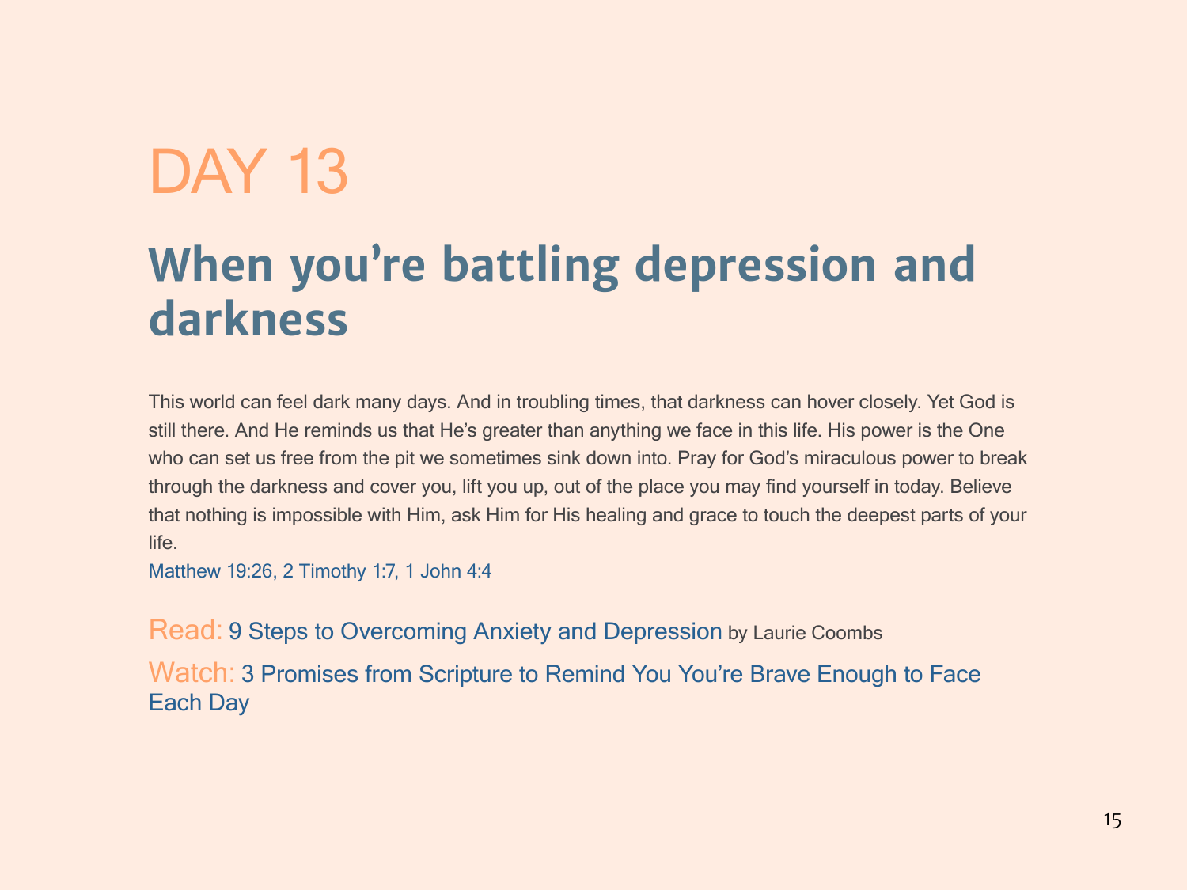# DAY 13

## When you're battling depression and darkness

This world can feel dark many days. And in troubling times, that darkness can hover closely. Yet God is still there. And He reminds us that He's greater than anything we face in this life. His power is the One who can set us free from the pit we sometimes sink down into. Pray for God's miraculous power to break through the darkness and cover you, lift you up, out of the place you may find yourself in today. Believe that nothing is impossible with Him, ask Him for His healing and grace to touch the deepest parts of your life.

Matthew 19:26, 2 Timothy 1:7, 1 John 4:4

Read: 9 Steps to Overcoming Anxiety and Depression by Laurie Coombs

Watch: 3 Promises from Scripture to Remind You You're Brave Enough to Face Each Day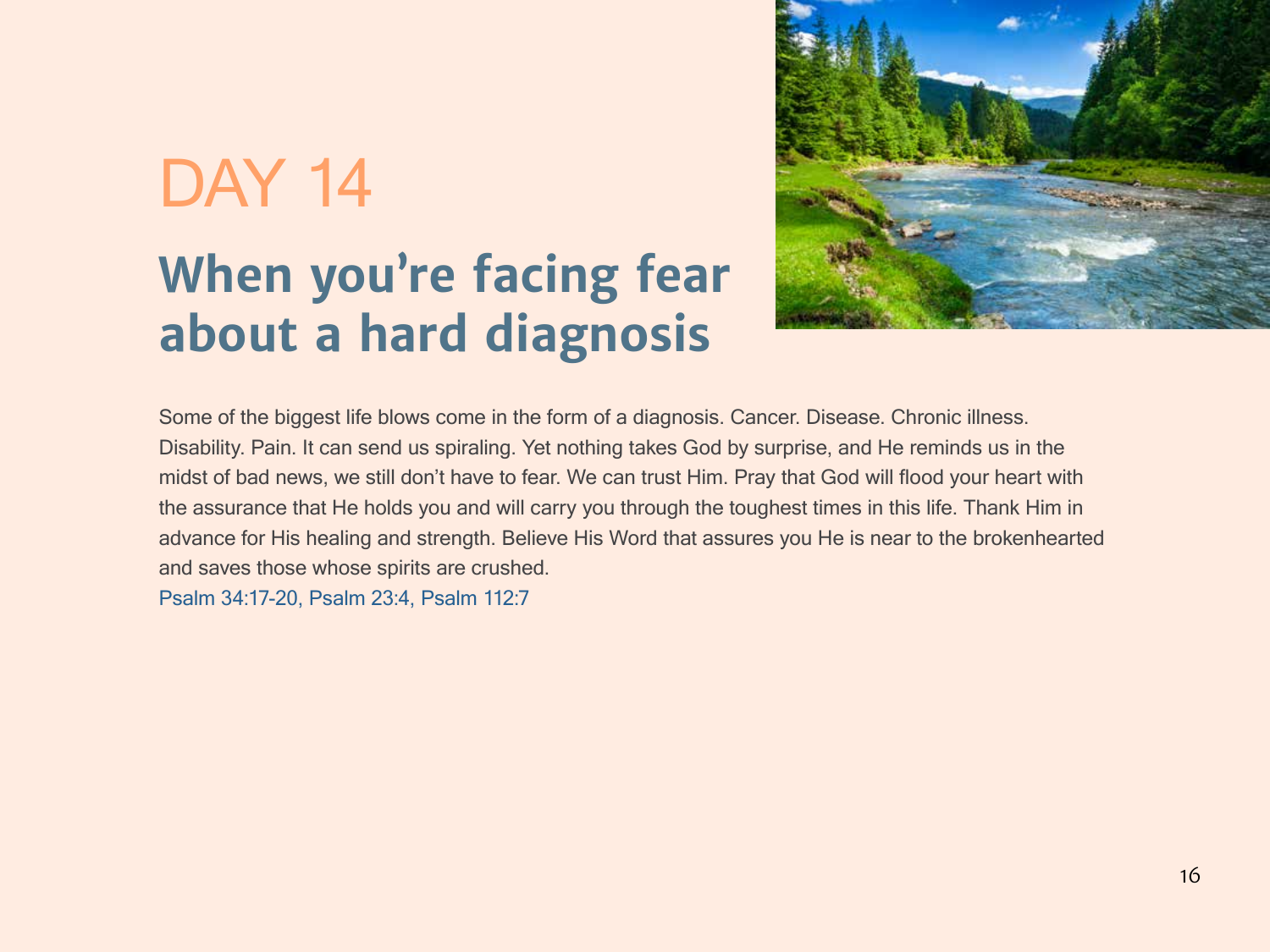# DAY 14

## When you're facing fear about a hard diagnosis

Some of the biggest life blows come in the form of a diagnosis. Cancer. Disease. Chronic illness. Disability. Pain. It can send us spiraling. Yet nothing takes God by surprise, and He reminds us in the midst of bad news, we still don't have to fear. We can trust Him. Pray that God will flood your heart with the assurance that He holds you and will carry you through the toughest times in this life. Thank Him in advance for His healing and strength. Believe His Word that assures you He is near to the brokenhearted and saves those whose spirits are crushed.

Psalm 34:17-20, Psalm 23:4, Psalm 112:7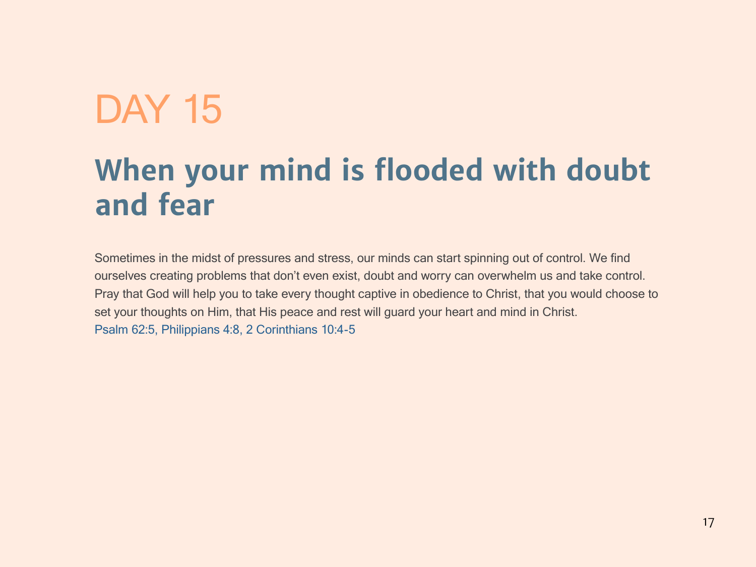# DAY 15

## When your mind is flooded with doubt and fear

Sometimes in the midst of pressures and stress, our minds can start spinning out of control. We find ourselves creating problems that don't even exist, doubt and worry can overwhelm us and take control. Pray that God will help you to take every thought captive in obedience to Christ, that you would choose to set your thoughts on Him, that His peace and rest will guard your heart and mind in Christ.
Psalm 62:5, Philippians 4:8, 2 Corinthians 10:4-5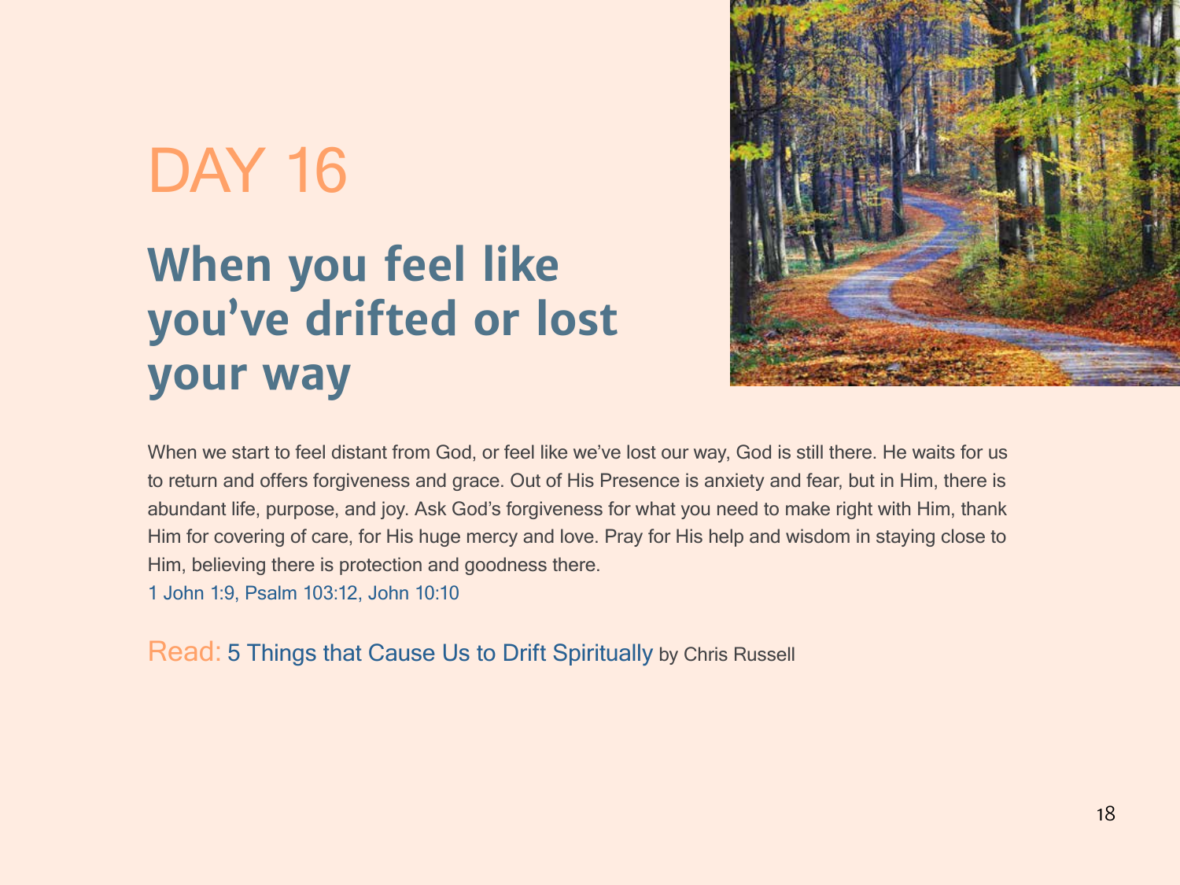# DAY 16

## When you feel like you've drifted or lost your way

When we start to feel distant from God, or feel like we've lost our way, God is still there. He waits for us to return and offers forgiveness and grace. Out of His Presence is anxiety and fear, but in Him, there is abundant life, purpose, and joy. Ask God's forgiveness for what you need to make right with Him, thank Him for covering of care, for His huge mercy and love. Pray for His help and wisdom in staying close to Him, believing there is protection and goodness there.

1 John 1:9, Psalm 103:12, John 10:10

Read: 5 Things that Cause Us to Drift Spiritually by Chris Russell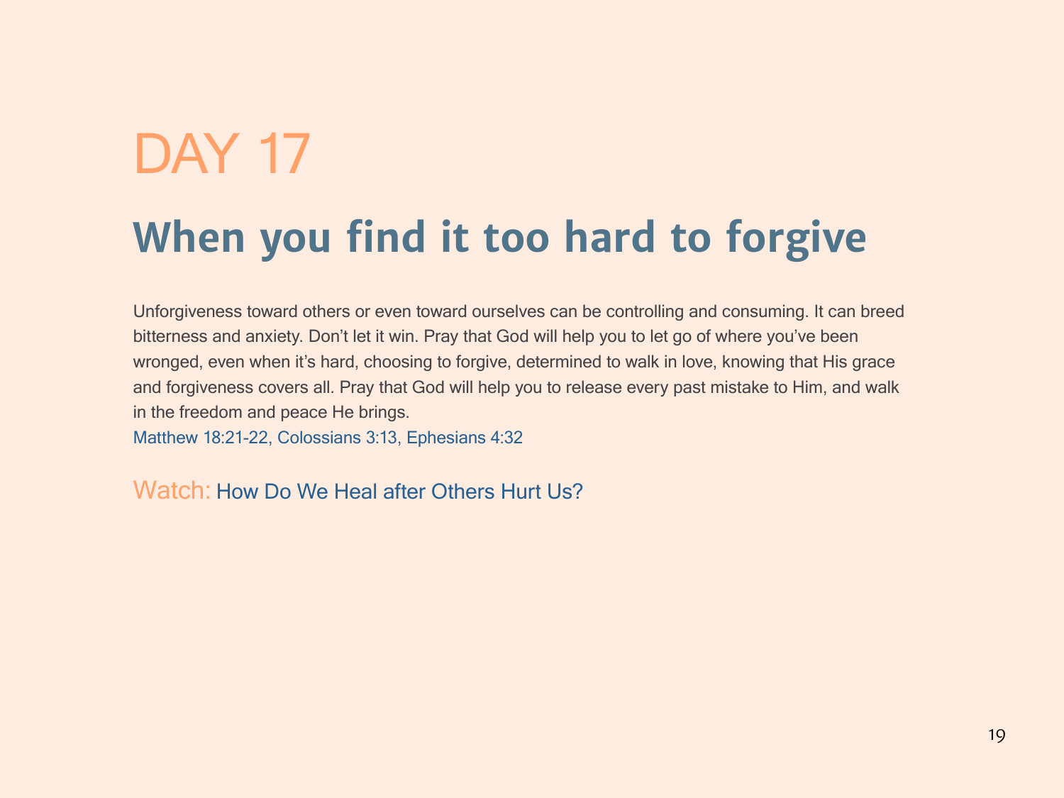# DAY 17

## When you find it too hard to forgive

Unforgiveness toward others or even toward ourselves can be controlling and consuming. It can breed bitterness and anxiety. Don’t let it win. Pray that God will help you to let go of where you’ve been wronged, even when it’s hard, choosing to forgive, determined to walk in love, knowing that His grace and forgiveness covers all. Pray that God will help you to release every past mistake to Him, and walk in the freedom and peace He brings.
Matthew 18:21-22, Colossians 3:13, Ephesians 4:32

Watch: How Do We Heal after Others Hurt Us?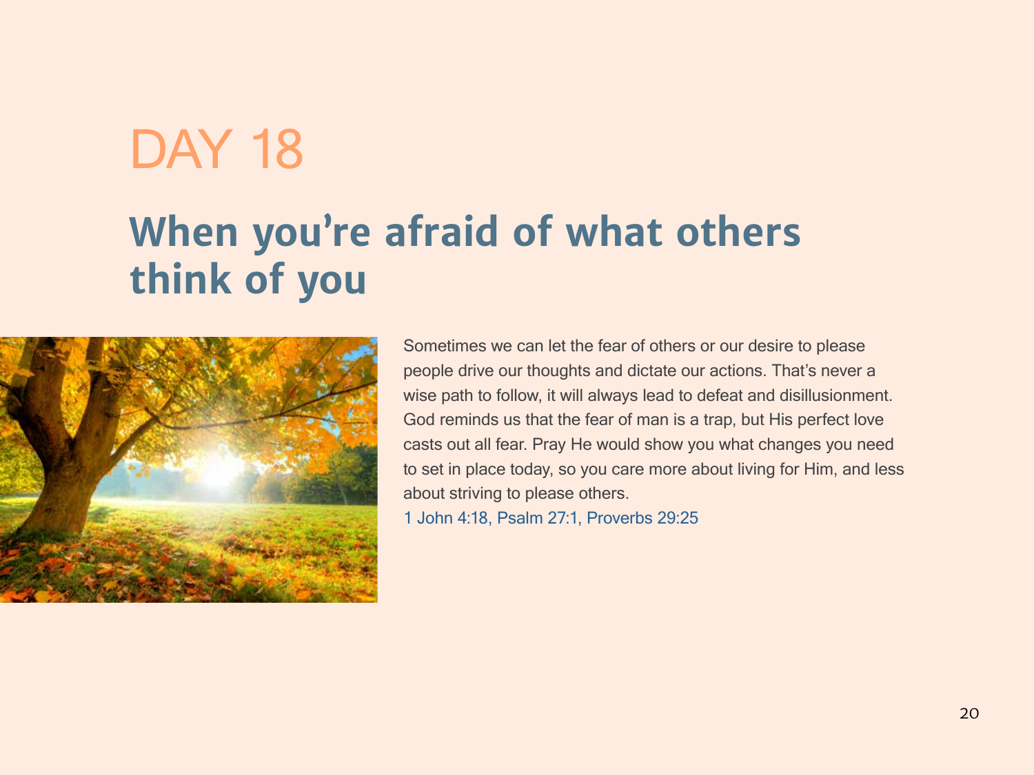# DAY 18

## When you're afraid of what others think of you

Sometimes we can let the fear of others or our desire to please people drive our thoughts and dictate our actions. That's never a wise path to follow, it will always lead to defeat and disillusionment. God reminds us that the fear of man is a trap, but His perfect love casts out all fear. Pray He would show you what changes you need to set in place today, so you care more about living for Him, and less about striving to please others.

1 John 4:18, Psalm 27:1, Proverbs 29:25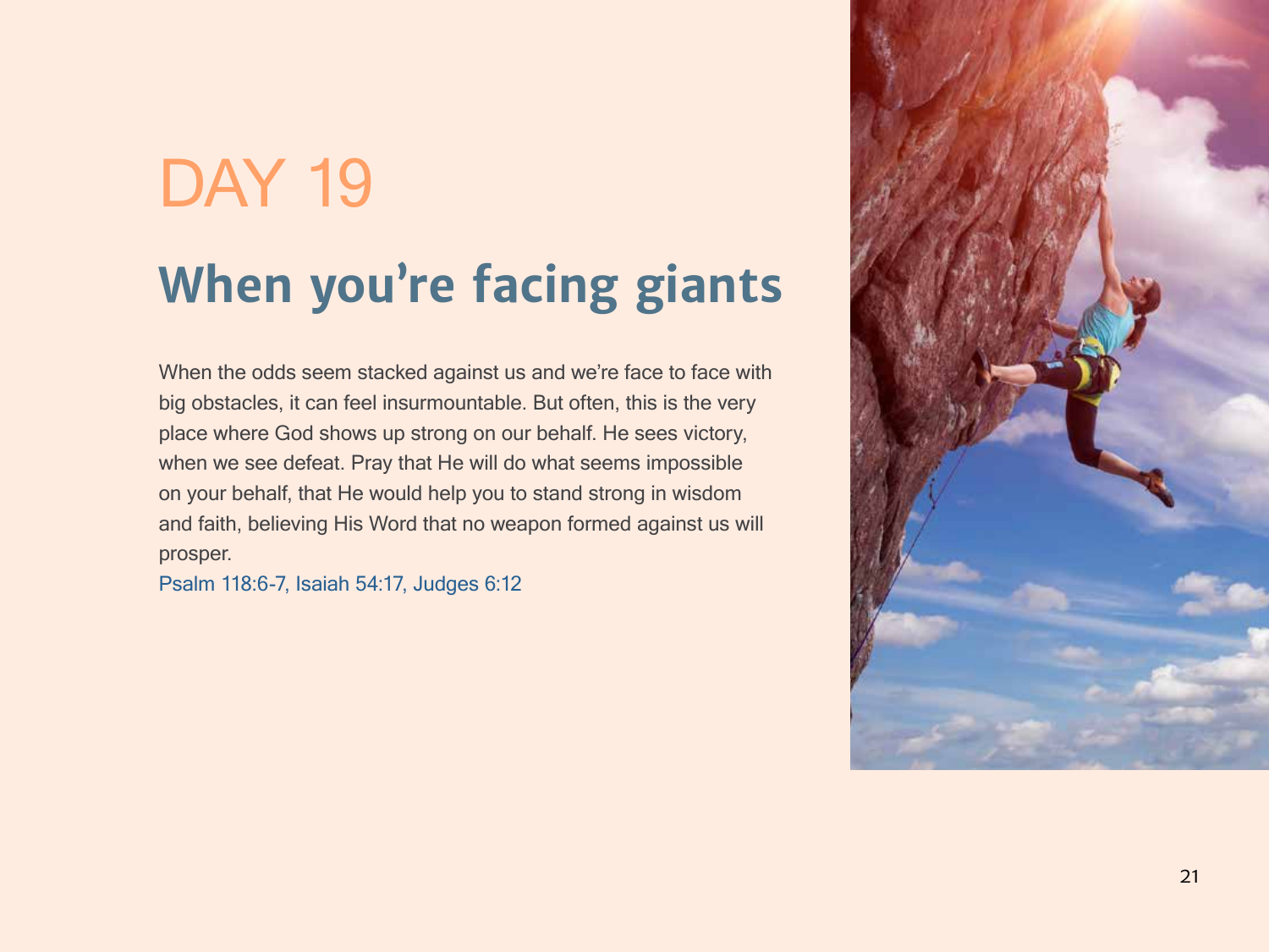# DAY 19

## When you're facing giants

When the odds seem stacked against us and we're face to face with big obstacles, it can feel insurmountable. But often, this is the very place where God shows up strong on our behalf. He sees victory, when we see defeat. Pray that He will do what seems impossible on your behalf, that He would help you to stand strong in wisdom and faith, believing His Word that no weapon formed against us will prosper.

Psalm 118:6-7, Isaiah 54:17, Judges 6:12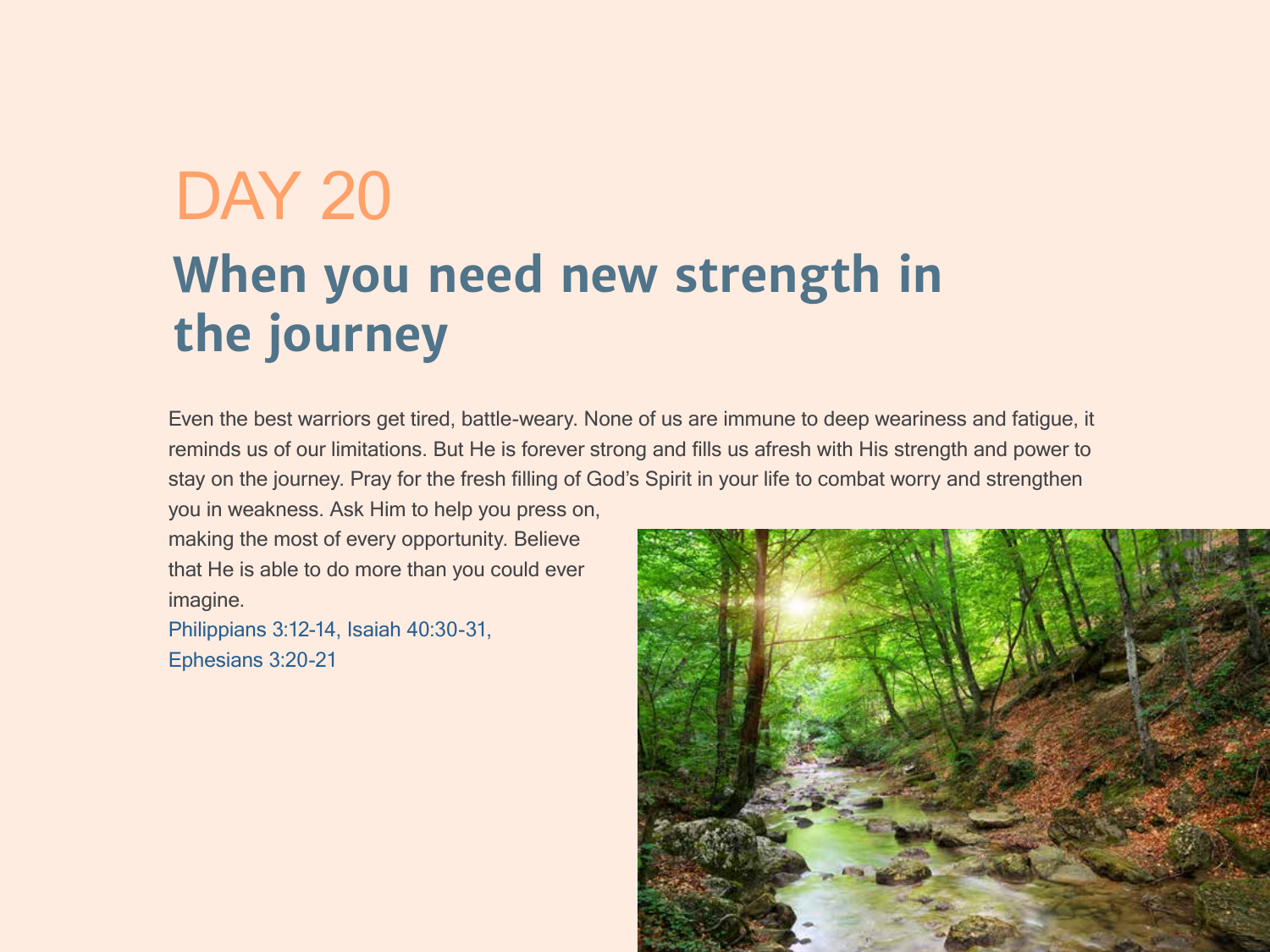# DAY 20

## When you need new strength in the journey

Even the best warriors get tired, battle-weary. None of us are immune to deep weariness and fatigue, it reminds us of our limitations. But He is forever strong and fills us afresh with His strength and power to stay on the journey. Pray for the fresh filling of God's Spirit in your life to combat worry and strengthen you in weakness. Ask Him to help you press on, making the most of every opportunity. Believe that He is able to do more than you could ever imagine.

Philippians 3:12-14, Isaiah 40:30-31, Ephesians 3:20-21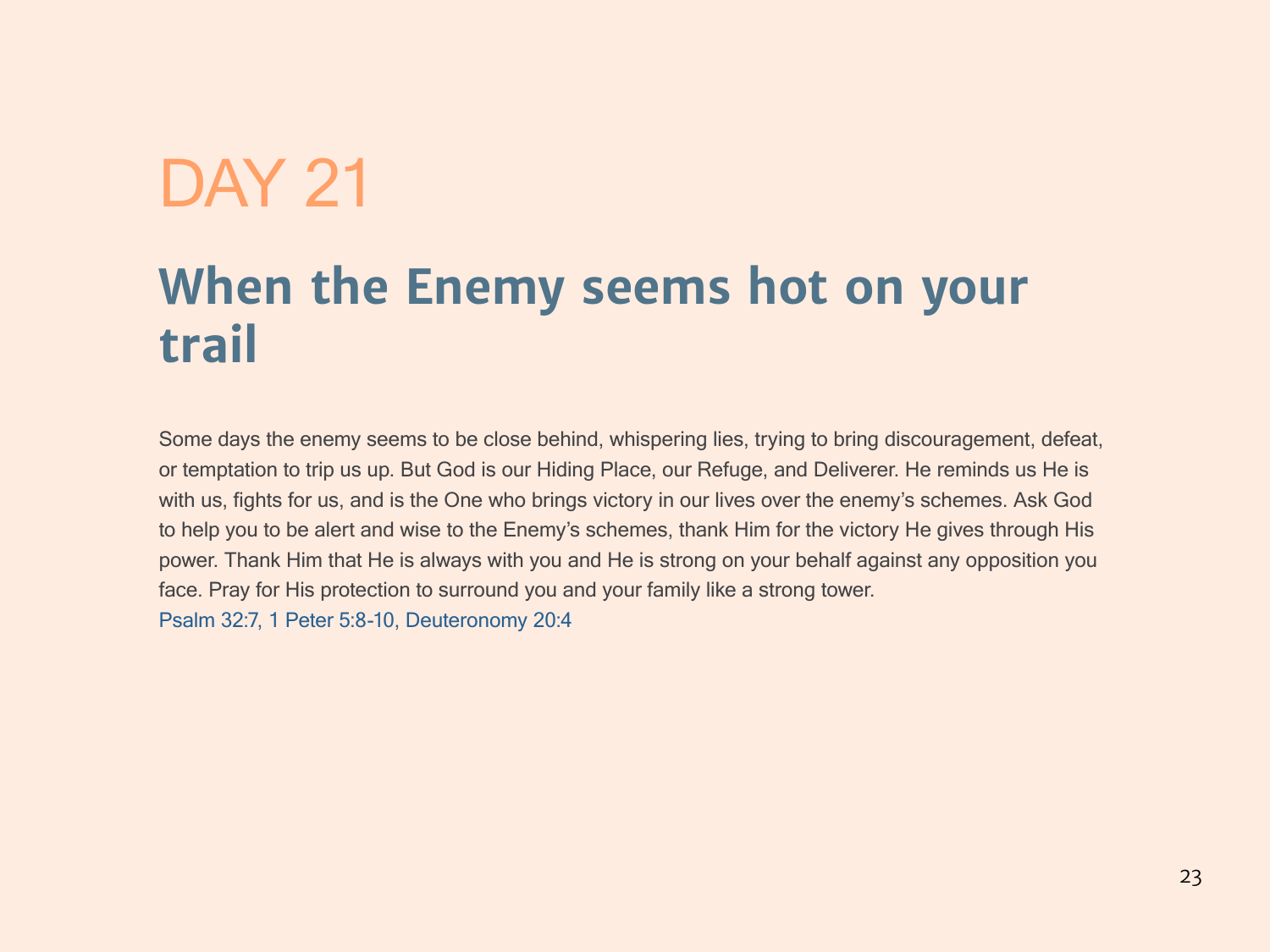# DAY 21

## When the Enemy seems hot on your trail

Some days the enemy seems to be close behind, whispering lies, trying to bring discouragement, defeat, or temptation to trip us up. But God is our Hiding Place, our Refuge, and Deliverer. He reminds us He is with us, fights for us, and is the One who brings victory in our lives over the enemy's schemes. Ask God to help you to be alert and wise to the Enemy's schemes, thank Him for the victory He gives through His power. Thank Him that He is always with you and He is strong on your behalf against any opposition you face. Pray for His protection to surround you and your family like a strong tower.
Psalm 32:7, 1 Peter 5:8-10, Deuteronomy 20:4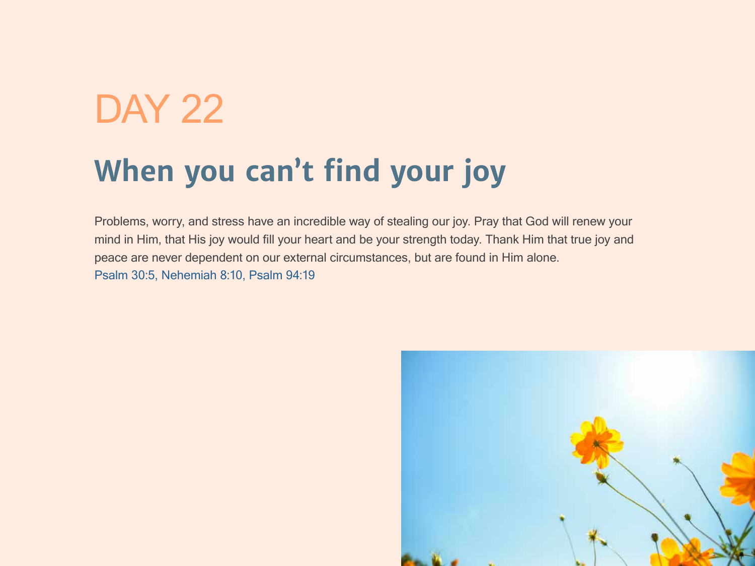# DAY 22

## When you can't find your joy

Problems, worry, and stress have an incredible way of stealing our joy. Pray that God will renew your mind in Him, that His joy would fill your heart and be your strength today. Thank Him that true joy and peace are never dependent on our external circumstances, but are found in Him alone.
Psalm 30:5, Nehemiah 8:10, Psalm 94:19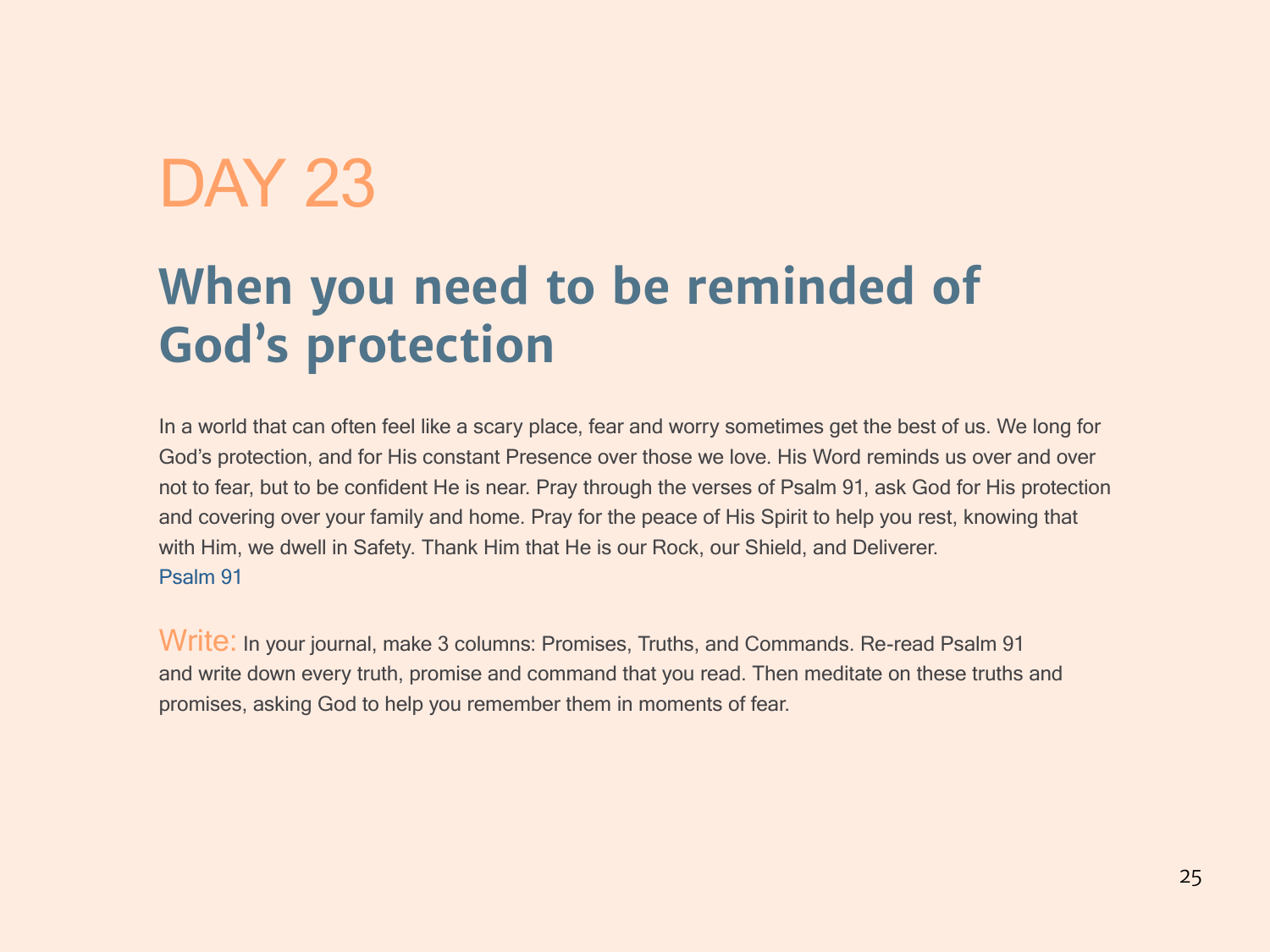# DAY 23

## When you need to be reminded of God's protection

In a world that can often feel like a scary place, fear and worry sometimes get the best of us. We long for God's protection, and for His constant Presence over those we love. His Word reminds us over and over not to fear, but to be confident He is near. Pray through the verses of Psalm 91, ask God for His protection and covering over your family and home. Pray for the peace of His Spirit to help you rest, knowing that with Him, we dwell in Safety. Thank Him that He is our Rock, our Shield, and Deliverer.
Psalm 91

Write: In your journal, make 3 columns: Promises, Truths, and Commands. Re-read Psalm 91 and write down every truth, promise and command that you read. Then meditate on these truths and promises, asking God to help you remember them in moments of fear.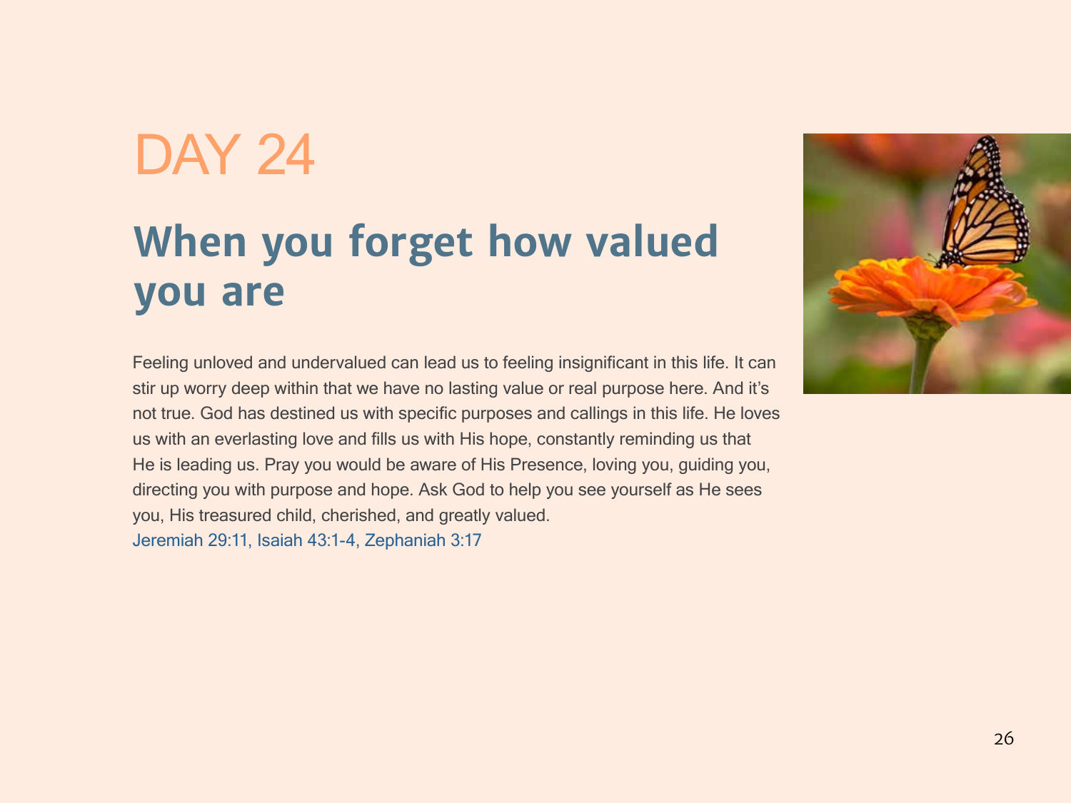# DAY 24

## When you forget how valued you are

Feeling unloved and undervalued can lead us to feeling insignificant in this life. It can stir up worry deep within that we have no lasting value or real purpose here. And it's not true. God has destined us with specific purposes and callings in this life. He loves us with an everlasting love and fills us with His hope, constantly reminding us that He is leading us. Pray you would be aware of His Presence, loving you, guiding you, directing you with purpose and hope. Ask God to help you see yourself as He sees you, His treasured child, cherished, and greatly valued.
Jeremiah 29:11, Isaiah 43:1-4, Zephaniah 3:17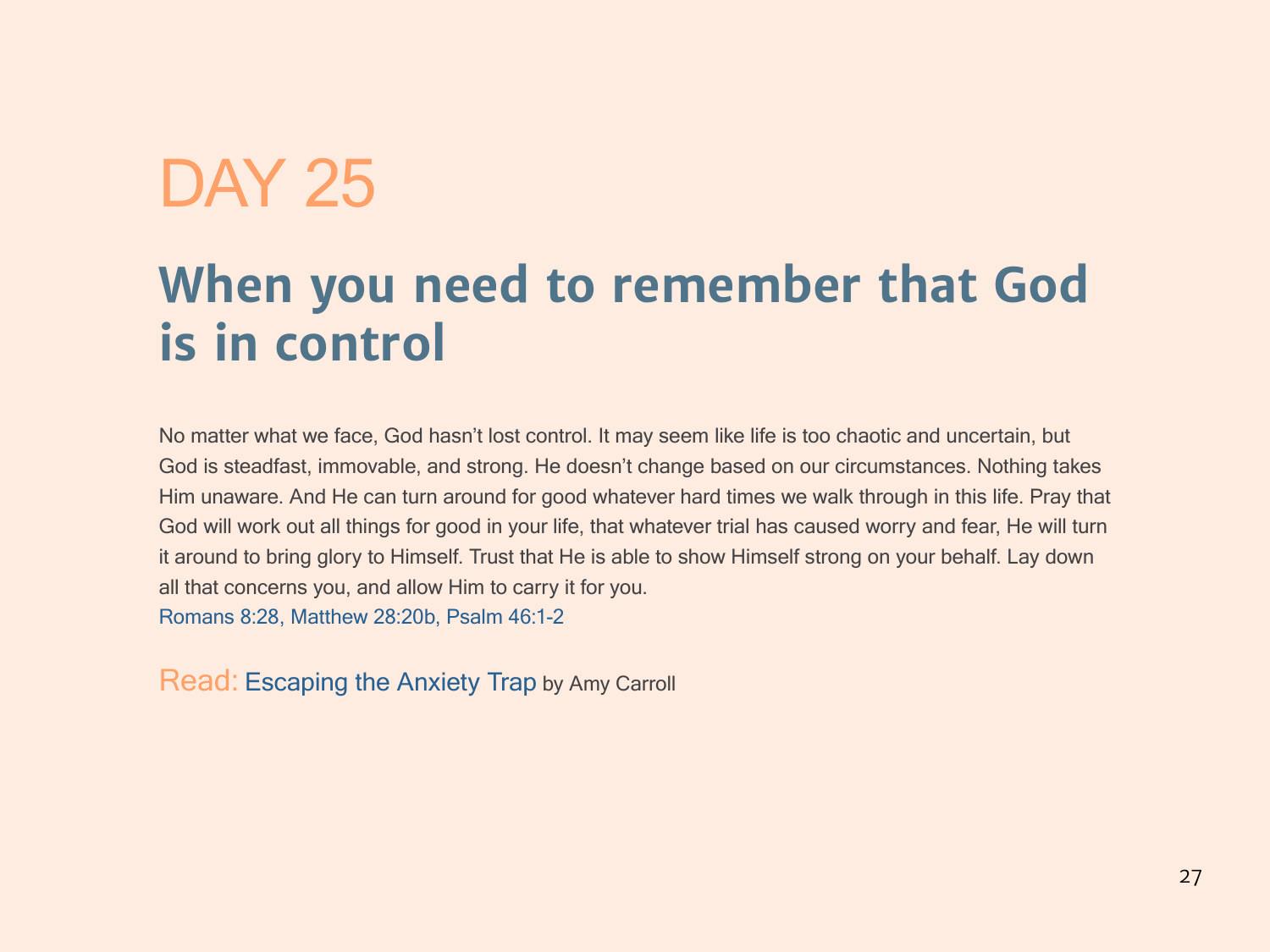# DAY 25

## When you need to remember that God is in control

No matter what we face, God hasn't lost control. It may seem like life is too chaotic and uncertain, but God is steadfast, immovable, and strong. He doesn't change based on our circumstances. Nothing takes Him unaware. And He can turn around for good whatever hard times we walk through in this life. Pray that God will work out all things for good in your life, that whatever trial has caused worry and fear, He will turn it around to bring glory to Himself. Trust that He is able to show Himself strong on your behalf. Lay down all that concerns you, and allow Him to carry it for you.
Romans 8:28, Matthew 28:20b, Psalm 46:1-2

Read: Escaping the Anxiety Trap by Amy Carroll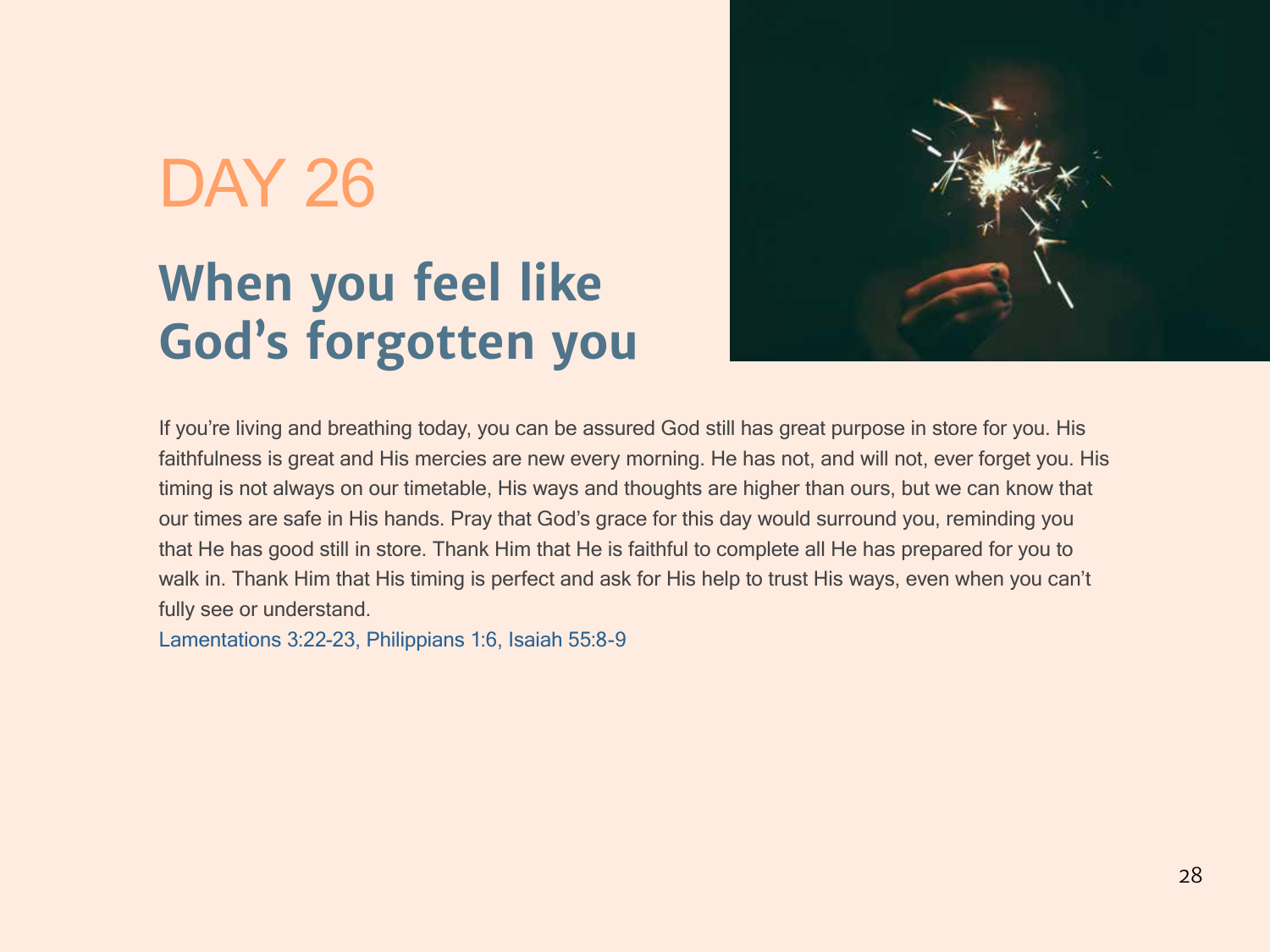# DAY 26

## When you feel like God's forgotten you

If you're living and breathing today, you can be assured God still has great purpose in store for you. His faithfulness is great and His mercies are new every morning. He has not, and will not, ever forget you. His timing is not always on our timetable, His ways and thoughts are higher than ours, but we can know that our times are safe in His hands. Pray that God's grace for this day would surround you, reminding you that He has good still in store. Thank Him that He is faithful to complete all He has prepared for you to walk in. Thank Him that His timing is perfect and ask for His help to trust His ways, even when you can't fully see or understand.

Lamentations 3:22-23, Philippians 1:6, Isaiah 55:8-9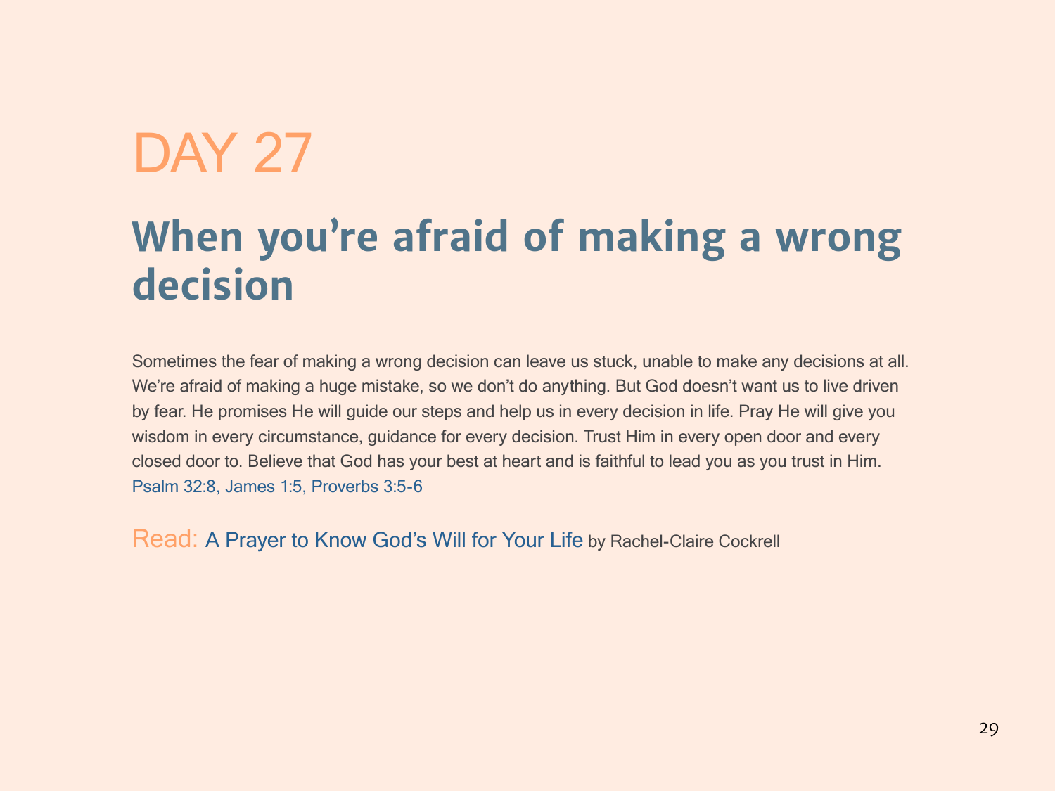# DAY 27

## When you're afraid of making a wrong decision

Sometimes the fear of making a wrong decision can leave us stuck, unable to make any decisions at all. We're afraid of making a huge mistake, so we don't do anything. But God doesn't want us to live driven by fear. He promises He will guide our steps and help us in every decision in life. Pray He will give you wisdom in every circumstance, guidance for every decision. Trust Him in every open door and every closed door to. Believe that God has your best at heart and is faithful to lead you as you trust in Him. Psalm 32:8, James 1:5, Proverbs 3:5-6

Read: A Prayer to Know God's Will for Your Life by Rachel-Claire Cockrell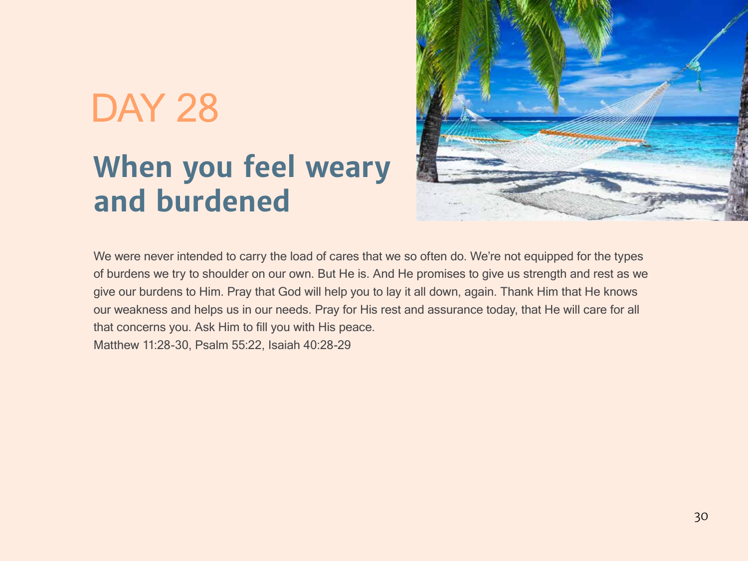# DAY 28

## When you feel weary and burdened

We were never intended to carry the load of cares that we so often do. We're not equipped for the types of burdens we try to shoulder on our own. But He is. And He promises to give us strength and rest as we give our burdens to Him. Pray that God will help you to lay it all down, again. Thank Him that He knows our weakness and helps us in our needs. Pray for His rest and assurance today, that He will care for all that concerns you. Ask Him to fill you with His peace.

Matthew 11:28-30, Psalm 55:22, Isaiah 40:28-29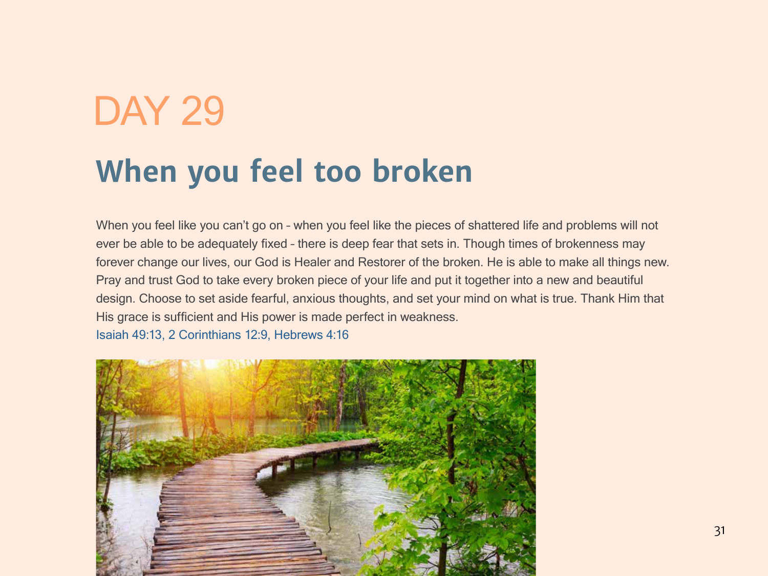# DAY 29

## When you feel too broken

When you feel like you can't go on – when you feel like the pieces of shattered life and problems will not ever be able to be adequately fixed – there is deep fear that sets in. Though times of brokenness may forever change our lives, our God is Healer and Restorer of the broken. He is able to make all things new. Pray and trust God to take every broken piece of your life and put it together into a new and beautiful design. Choose to set aside fearful, anxious thoughts, and set your mind on what is true. Thank Him that His grace is sufficient and His power is made perfect in weakness.
Isaiah 49:13, 2 Corinthians 12:9, Hebrews 4:16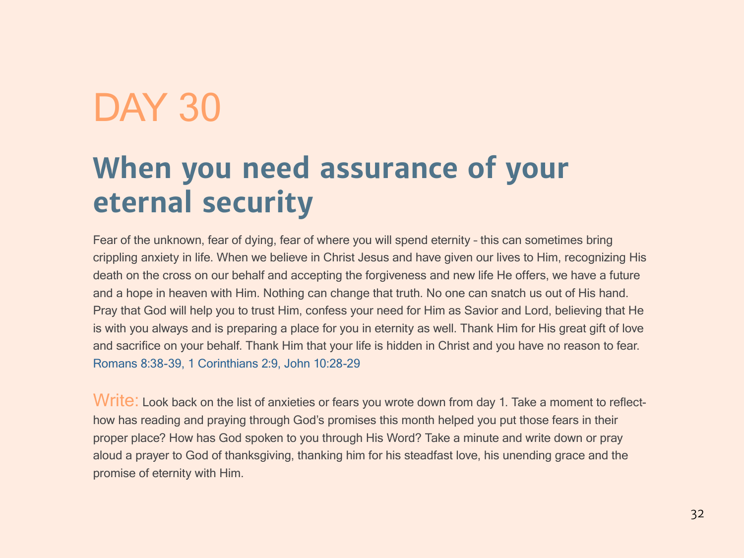# DAY 30

## When you need assurance of your eternal security

Fear of the unknown, fear of dying, fear of where you will spend eternity – this can sometimes bring crippling anxiety in life. When we believe in Christ Jesus and have given our lives to Him, recognizing His death on the cross on our behalf and accepting the forgiveness and new life He offers, we have a future and a hope in heaven with Him. Nothing can change that truth. No one can snatch us out of His hand. Pray that God will help you to trust Him, confess your need for Him as Savior and Lord, believing that He is with you always and is preparing a place for you in eternity as well. Thank Him for His great gift of love and sacrifice on your behalf. Thank Him that your life is hidden in Christ and you have no reason to fear. Romans 8:38-39, 1 Corinthians 2:9, John 10:28-29

Write: Look back on the list of anxieties or fears you wrote down from day 1. Take a moment to reflect- how has reading and praying through God's promises this month helped you put those fears in their proper place? How has God spoken to you through His Word? Take a minute and write down or pray aloud a prayer to God of thanksgiving, thanking him for his steadfast love, his unending grace and the promise of eternity with Him.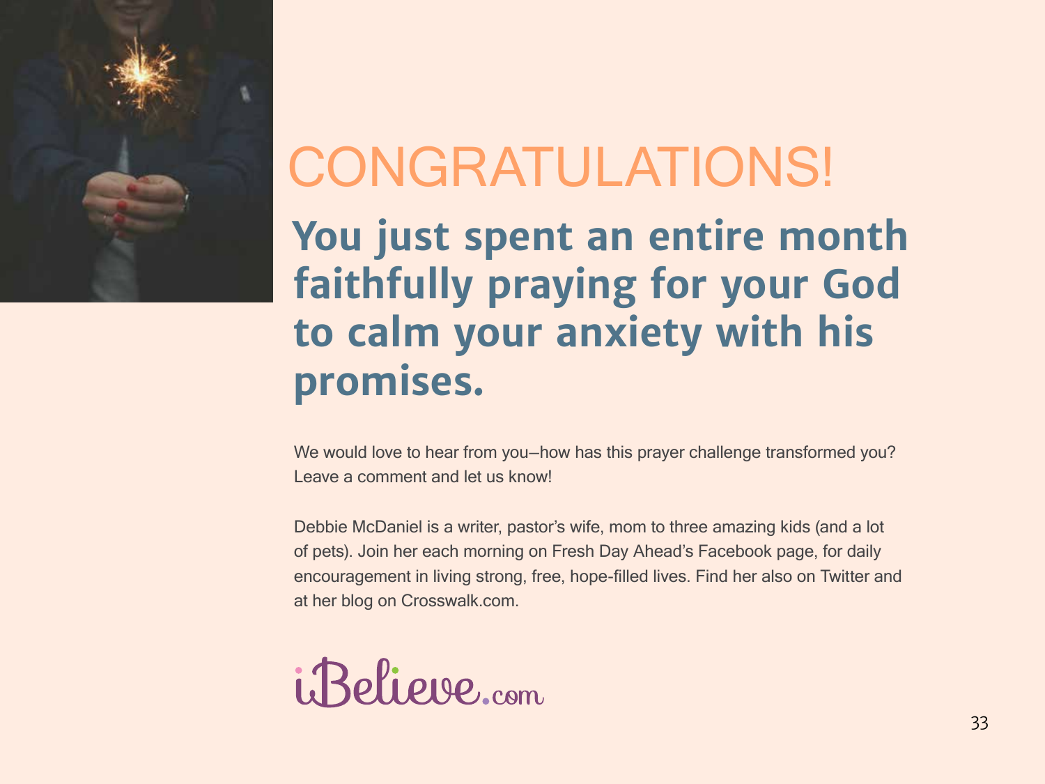# CONGRATULATIONS!

## You just spent an entire month faithfully praying for your God to calm your anxiety with his promises.

We would love to hear from you—how has this prayer challenge transformed you? Leave a comment and let us know!

Debbie McDaniel is a writer, pastor's wife, mom to three amazing kids (and a lot of pets). Join her each morning on Fresh Day Ahead's Facebook page, for daily encouragement in living strong, free, hope-filled lives. Find her also on Twitter and at her blog on Crosswalk.com.

iBelieve.com